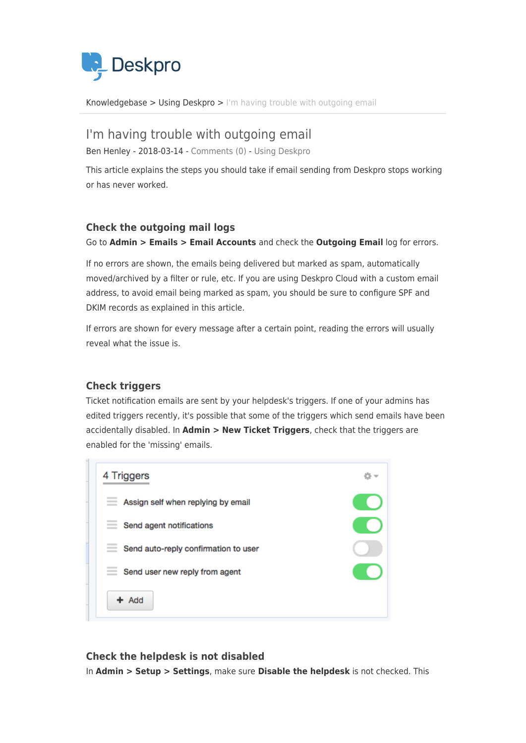Knowledgebase > Using Deskpro > I'm having trouble with outgoing email

# I'm having trouble with outgoing email

Ben Henley - 2018-03-14 - Comments (0) - Using Deskpro

This article explains the steps you should take if email sending from Deskpro stops working or has never worked.

## Check the outgoing mail logs

Go to **Admin > Emails > Email Accounts** and check the **Outgoing Email** log for errors.

If no errors are shown, the emails being delivered but marked as spam, automatically moved/archived by a filter or rule, etc. If you are using Deskpro Cloud with a custom email address, to avoid email being marked as spam, you should be sure to configure SPF and DKIM records as explained in this article.

If errors are shown for every message after a certain point, reading the errors will usually reveal what the issue is.

## Check triggers

Ticket notification emails are sent by your helpdesk's triggers. If one of your admins has edited triggers recently, it's possible that some of the triggers which send emails have been accidentally disabled. In **Admin > New Ticket Triggers**, check that the triggers are enabled for the 'missing' emails.

4 Triggers

- Assign self when replying by email
- Send agent notifications
- Send auto-reply confirmation to user
- Send user new reply from agent

Add

## Check the helpdesk is not disabled

In **Admin > Setup > Settings**, make sure **Disable the helpdesk** is not checked. This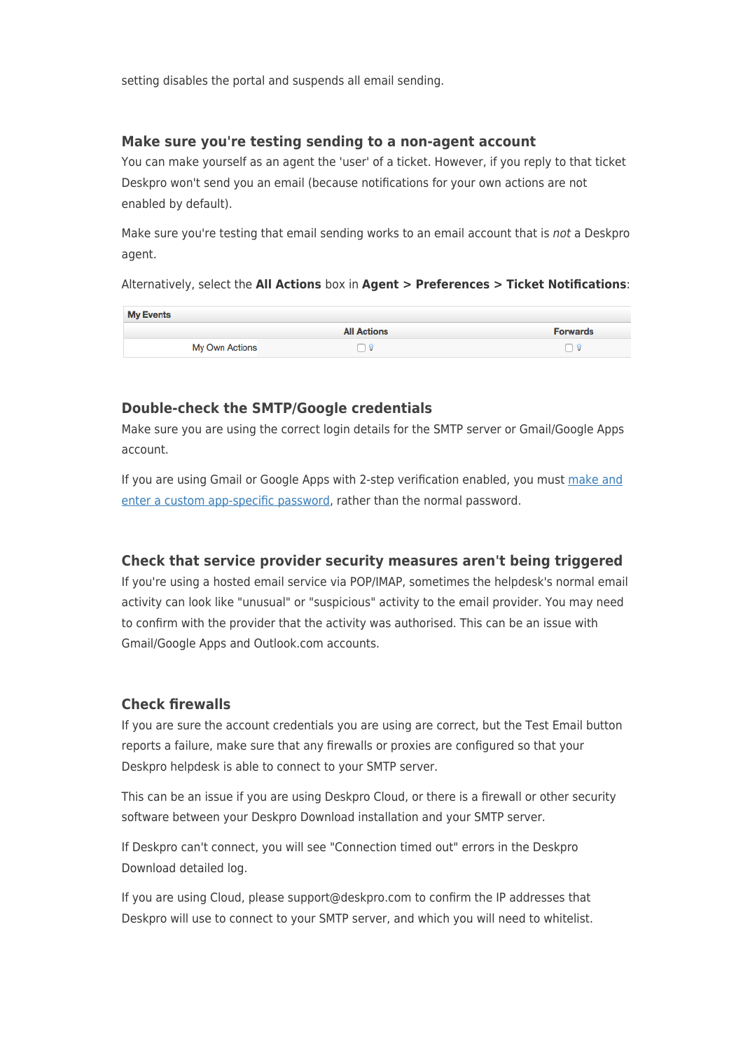setting disables the portal and suspends all email sending.

### Make sure you're testing sending to a non-agent account

You can make yourself as an agent the 'user' of a ticket. However, if you reply to that ticket Deskpro won't send you an email (because notifications for your own actions are not enabled by default).

Make sure you're testing that email sending works to an email account that is *not* a Deskpro agent.

Alternatively, select the **All Actions** box in **Agent > Preferences > Ticket Notifications**:

| My Events | | |
|---|---|---|
| | All Actions | Forwards |
| My Own Actions | ☐ | ☐ |

### Double-check the SMTP/Google credentials

Make sure you are using the correct login details for the SMTP server or Gmail/Google Apps account.

If you are using Gmail or Google Apps with 2-step verification enabled, you must make and enter a custom app-specific password, rather than the normal password.

### Check that service provider security measures aren't being triggered

If you're using a hosted email service via POP/IMAP, sometimes the helpdesk's normal email activity can look like "unusual" or "suspicious" activity to the email provider. You may need to confirm with the provider that the activity was authorised. This can be an issue with Gmail/Google Apps and Outlook.com accounts.

### Check firewalls

If you are sure the account credentials you are using are correct, but the Test Email button reports a failure, make sure that any firewalls or proxies are configured so that your Deskpro helpdesk is able to connect to your SMTP server.

This can be an issue if you are using Deskpro Cloud, or there is a firewall or other security software between your Deskpro Download installation and your SMTP server.

If Deskpro can't connect, you will see "Connection timed out" errors in the Deskpro Download detailed log.

If you are using Cloud, please support@deskpro.com to confirm the IP addresses that Deskpro will use to connect to your SMTP server, and which you will need to whitelist.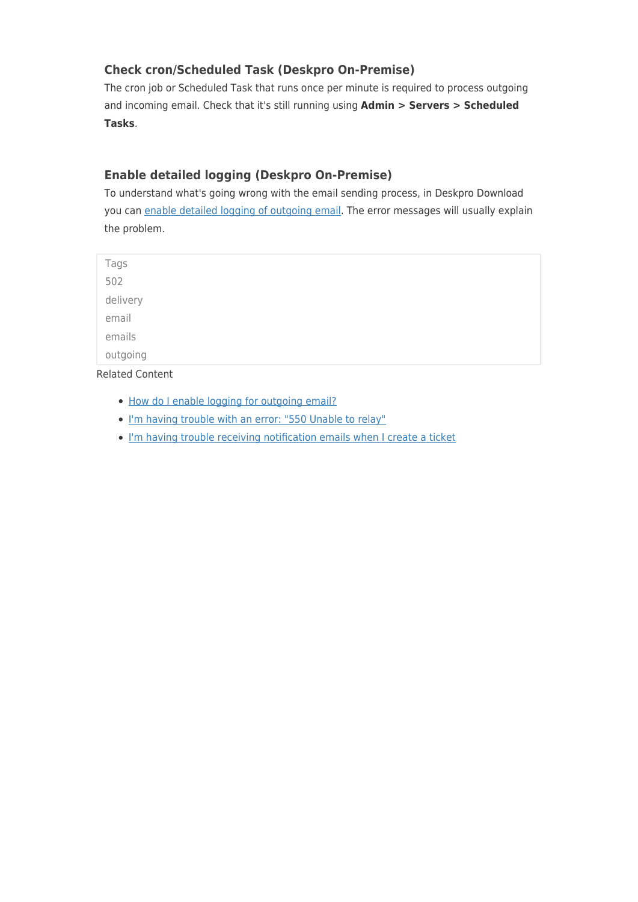### Check cron/Scheduled Task (Deskpro On-Premise)

The cron job or Scheduled Task that runs once per minute is required to process outgoing and incoming email. Check that it's still running using **Admin > Servers > Scheduled Tasks**.

### Enable detailed logging (Deskpro On-Premise)

To understand what's going wrong with the email sending process, in Deskpro Download you can [enable detailed logging of outgoing email](). The error messages will usually explain the problem.

Tags
502
delivery
email
emails
outgoing

Related Content

- [How do I enable logging for outgoing email?]()
- [I'm having trouble with an error: "550 Unable to relay"]()
- [I'm having trouble receiving notification emails when I create a ticket]()